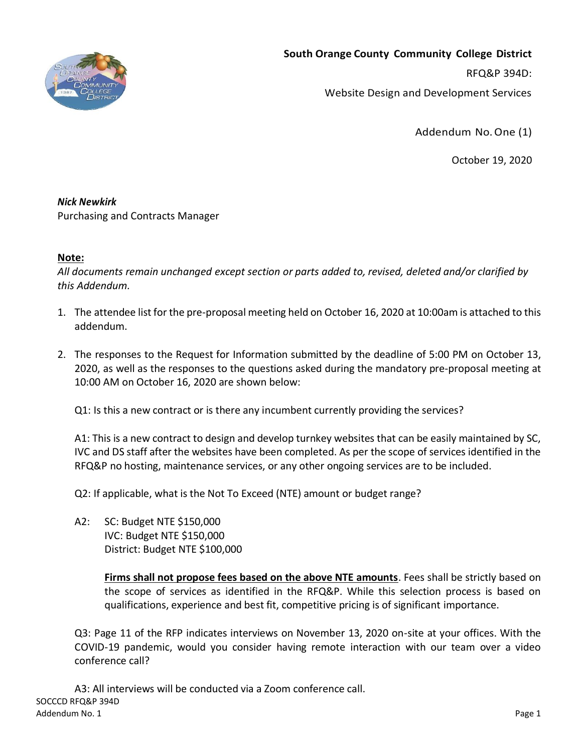**South Orange County Community College District**

RFQ&P 394D:

Website Design and Development Services

Addendum No. One (1)

October 19, 2020

***Nick Newkirk***
Purchasing and Contracts Manager

**Note:**
*All documents remain unchanged except section or parts added to, revised, deleted and/or clarified by this Addendum.*

1. The attendee list for the pre-proposal meeting held on October 16, 2020 at 10:00am is attached to this addendum.

2. The responses to the Request for Information submitted by the deadline of 5:00 PM on October 13, 2020, as well as the responses to the questions asked during the mandatory pre-proposal meeting at 10:00 AM on October 16, 2020 are shown below:

   Q1: Is this a new contract or is there any incumbent currently providing the services?

   A1: This is a new contract to design and develop turnkey websites that can be easily maintained by SC, IVC and DS staff after the websites have been completed. As per the scope of services identified in the RFQ&P no hosting, maintenance services, or any other ongoing services are to be included.

   Q2: If applicable, what is the Not To Exceed (NTE) amount or budget range?

   A2: SC: Budget NTE $150,000
   IVC: Budget NTE $150,000
   District: Budget NTE $100,000

   **Firms shall not propose fees based on the above NTE amounts**. Fees shall be strictly based on the scope of services as identified in the RFQ&P. While this selection process is based on qualifications, experience and best fit, competitive pricing is of significant importance.

   Q3: Page 11 of the RFP indicates interviews on November 13, 2020 on-site at your offices. With the COVID-19 pandemic, would you consider having remote interaction with our team over a video conference call?

   A3: All interviews will be conducted via a Zoom conference call.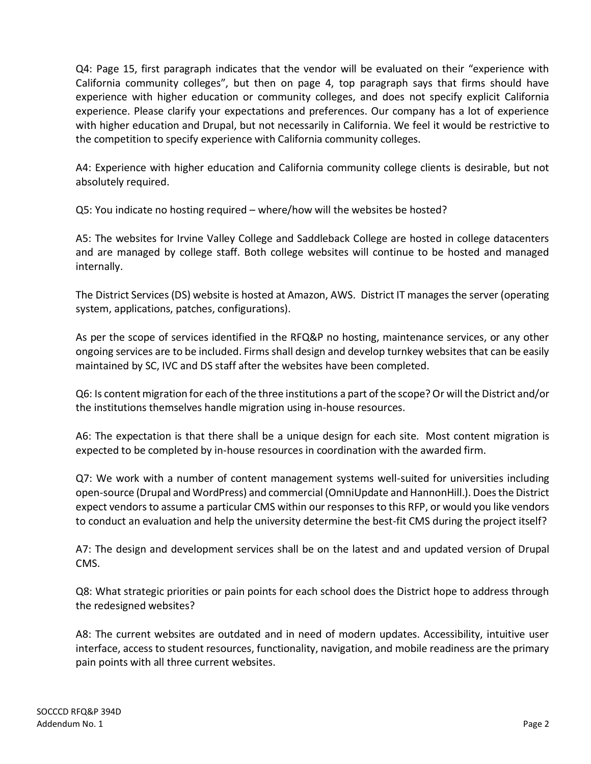Q4: Page 15, first paragraph indicates that the vendor will be evaluated on their "experience with California community colleges", but then on page 4, top paragraph says that firms should have experience with higher education or community colleges, and does not specify explicit California experience. Please clarify your expectations and preferences. Our company has a lot of experience with higher education and Drupal, but not necessarily in California. We feel it would be restrictive to the competition to specify experience with California community colleges.

A4: Experience with higher education and California community college clients is desirable, but not absolutely required.

Q5: You indicate no hosting required – where/how will the websites be hosted?

A5: The websites for Irvine Valley College and Saddleback College are hosted in college datacenters and are managed by college staff. Both college websites will continue to be hosted and managed internally.

The District Services (DS) website is hosted at Amazon, AWS. District IT manages the server (operating system, applications, patches, configurations).

As per the scope of services identified in the RFQ&P no hosting, maintenance services, or any other ongoing services are to be included. Firms shall design and develop turnkey websites that can be easily maintained by SC, IVC and DS staff after the websites have been completed.

Q6: Is content migration for each of the three institutions a part of the scope? Or will the District and/or the institutions themselves handle migration using in-house resources.

A6: The expectation is that there shall be a unique design for each site. Most content migration is expected to be completed by in-house resources in coordination with the awarded firm.

Q7: We work with a number of content management systems well-suited for universities including open-source (Drupal and WordPress) and commercial (OmniUpdate and HannonHill.). Does the District expect vendors to assume a particular CMS within our responses to this RFP, or would you like vendors to conduct an evaluation and help the university determine the best-fit CMS during the project itself?

A7: The design and development services shall be on the latest and and updated version of Drupal CMS.

Q8: What strategic priorities or pain points for each school does the District hope to address through the redesigned websites?

A8: The current websites are outdated and in need of modern updates. Accessibility, intuitive user interface, access to student resources, functionality, navigation, and mobile readiness are the primary pain points with all three current websites.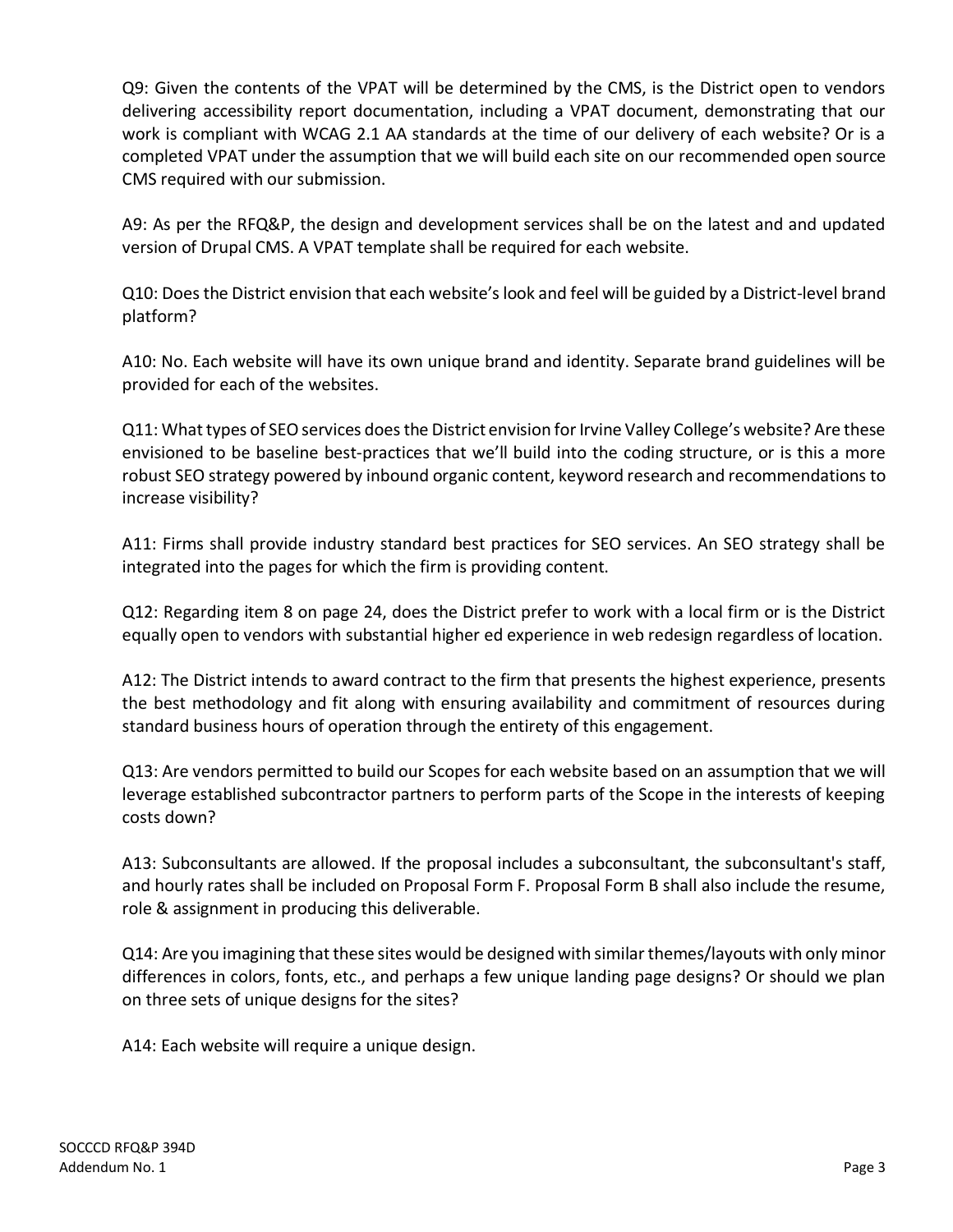Q9: Given the contents of the VPAT will be determined by the CMS, is the District open to vendors delivering accessibility report documentation, including a VPAT document, demonstrating that our work is compliant with WCAG 2.1 AA standards at the time of our delivery of each website? Or is a completed VPAT under the assumption that we will build each site on our recommended open source CMS required with our submission.

A9: As per the RFQ&P, the design and development services shall be on the latest and and updated version of Drupal CMS. A VPAT template shall be required for each website.

Q10: Does the District envision that each website's look and feel will be guided by a District-level brand platform?

A10: No. Each website will have its own unique brand and identity. Separate brand guidelines will be provided for each of the websites.

Q11: What types of SEO services does the District envision for Irvine Valley College's website? Are these envisioned to be baseline best-practices that we'll build into the coding structure, or is this a more robust SEO strategy powered by inbound organic content, keyword research and recommendations to increase visibility?

A11: Firms shall provide industry standard best practices for SEO services. An SEO strategy shall be integrated into the pages for which the firm is providing content.

Q12: Regarding item 8 on page 24, does the District prefer to work with a local firm or is the District equally open to vendors with substantial higher ed experience in web redesign regardless of location.

A12: The District intends to award contract to the firm that presents the highest experience, presents the best methodology and fit along with ensuring availability and commitment of resources during standard business hours of operation through the entirety of this engagement.

Q13: Are vendors permitted to build our Scopes for each website based on an assumption that we will leverage established subcontractor partners to perform parts of the Scope in the interests of keeping costs down?

A13: Subconsultants are allowed. If the proposal includes a subconsultant, the subconsultant's staff, and hourly rates shall be included on Proposal Form F. Proposal Form B shall also include the resume, role & assignment in producing this deliverable.

Q14: Are you imagining that these sites would be designed with similar themes/layouts with only minor differences in colors, fonts, etc., and perhaps a few unique landing page designs? Or should we plan on three sets of unique designs for the sites?

A14: Each website will require a unique design.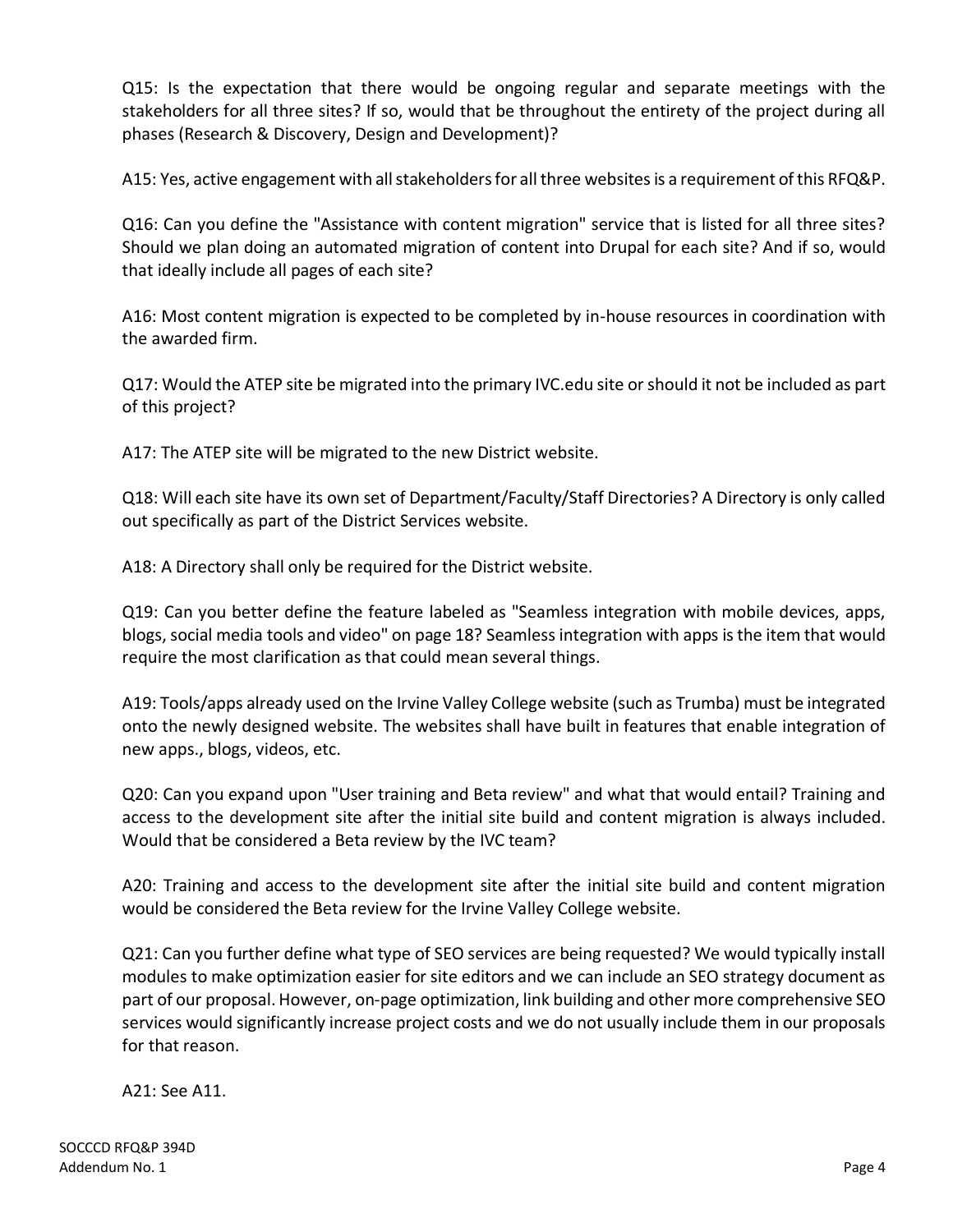Q15: Is the expectation that there would be ongoing regular and separate meetings with the stakeholders for all three sites? If so, would that be throughout the entirety of the project during all phases (Research & Discovery, Design and Development)?

A15: Yes, active engagement with all stakeholders for all three websites is a requirement of this RFQ&P.

Q16: Can you define the "Assistance with content migration" service that is listed for all three sites? Should we plan doing an automated migration of content into Drupal for each site? And if so, would that ideally include all pages of each site?

A16: Most content migration is expected to be completed by in-house resources in coordination with the awarded firm.

Q17: Would the ATEP site be migrated into the primary IVC.edu site or should it not be included as part of this project?

A17: The ATEP site will be migrated to the new District website.

Q18: Will each site have its own set of Department/Faculty/Staff Directories? A Directory is only called out specifically as part of the District Services website.

A18: A Directory shall only be required for the District website.

Q19: Can you better define the feature labeled as "Seamless integration with mobile devices, apps, blogs, social media tools and video" on page 18? Seamless integration with apps is the item that would require the most clarification as that could mean several things.

A19: Tools/apps already used on the Irvine Valley College website (such as Trumba) must be integrated onto the newly designed website. The websites shall have built in features that enable integration of new apps., blogs, videos, etc.

Q20: Can you expand upon "User training and Beta review" and what that would entail? Training and access to the development site after the initial site build and content migration is always included. Would that be considered a Beta review by the IVC team?

A20: Training and access to the development site after the initial site build and content migration would be considered the Beta review for the Irvine Valley College website.

Q21: Can you further define what type of SEO services are being requested? We would typically install modules to make optimization easier for site editors and we can include an SEO strategy document as part of our proposal. However, on-page optimization, link building and other more comprehensive SEO services would significantly increase project costs and we do not usually include them in our proposals for that reason.

A21: See A11.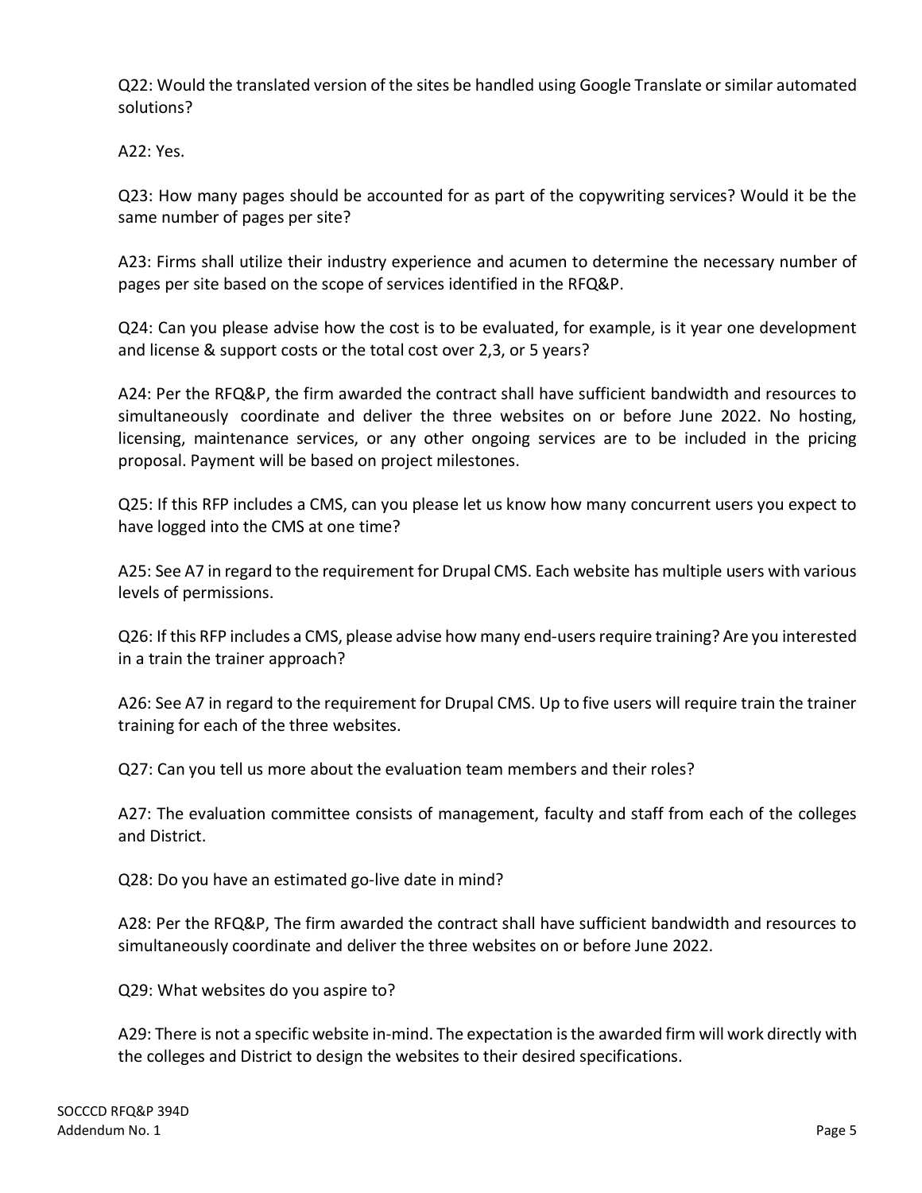Q22: Would the translated version of the sites be handled using Google Translate or similar automated solutions?

A22: Yes.

Q23: How many pages should be accounted for as part of the copywriting services? Would it be the same number of pages per site?

A23: Firms shall utilize their industry experience and acumen to determine the necessary number of pages per site based on the scope of services identified in the RFQ&P.

Q24: Can you please advise how the cost is to be evaluated, for example, is it year one development and license & support costs or the total cost over 2,3, or 5 years?

A24: Per the RFQ&P, the firm awarded the contract shall have sufficient bandwidth and resources to simultaneously coordinate and deliver the three websites on or before June 2022. No hosting, licensing, maintenance services, or any other ongoing services are to be included in the pricing proposal. Payment will be based on project milestones.

Q25: If this RFP includes a CMS, can you please let us know how many concurrent users you expect to have logged into the CMS at one time?

A25: See A7 in regard to the requirement for Drupal CMS. Each website has multiple users with various levels of permissions.

Q26: If this RFP includes a CMS, please advise how many end-users require training? Are you interested in a train the trainer approach?

A26: See A7 in regard to the requirement for Drupal CMS. Up to five users will require train the trainer training for each of the three websites.

Q27: Can you tell us more about the evaluation team members and their roles?

A27: The evaluation committee consists of management, faculty and staff from each of the colleges and District.

Q28: Do you have an estimated go-live date in mind?

A28: Per the RFQ&P, The firm awarded the contract shall have sufficient bandwidth and resources to simultaneously coordinate and deliver the three websites on or before June 2022.

Q29: What websites do you aspire to?

A29: There is not a specific website in-mind. The expectation is the awarded firm will work directly with the colleges and District to design the websites to their desired specifications.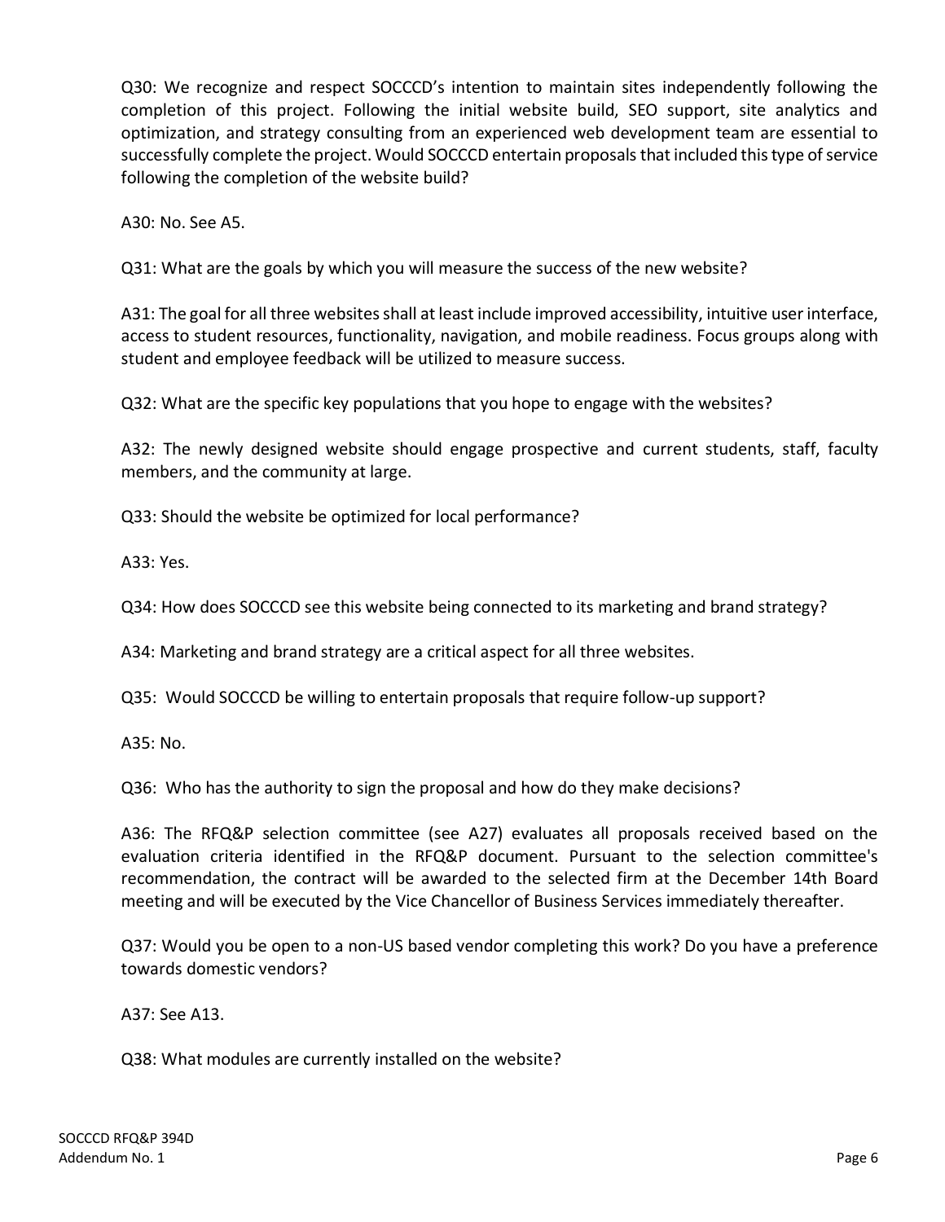Q30: We recognize and respect SOCCCD's intention to maintain sites independently following the completion of this project. Following the initial website build, SEO support, site analytics and optimization, and strategy consulting from an experienced web development team are essential to successfully complete the project. Would SOCCCD entertain proposals that included this type of service following the completion of the website build?

A30: No. See A5.

Q31: What are the goals by which you will measure the success of the new website?

A31: The goal for all three websites shall at least include improved accessibility, intuitive user interface, access to student resources, functionality, navigation, and mobile readiness. Focus groups along with student and employee feedback will be utilized to measure success.

Q32: What are the specific key populations that you hope to engage with the websites?

A32: The newly designed website should engage prospective and current students, staff, faculty members, and the community at large.

Q33: Should the website be optimized for local performance?

A33: Yes.

Q34: How does SOCCCD see this website being connected to its marketing and brand strategy?

A34: Marketing and brand strategy are a critical aspect for all three websites.

Q35: Would SOCCCD be willing to entertain proposals that require follow-up support?

A35: No.

Q36: Who has the authority to sign the proposal and how do they make decisions?

A36: The RFQ&P selection committee (see A27) evaluates all proposals received based on the evaluation criteria identified in the RFQ&P document. Pursuant to the selection committee's recommendation, the contract will be awarded to the selected firm at the December 14th Board meeting and will be executed by the Vice Chancellor of Business Services immediately thereafter.

Q37: Would you be open to a non-US based vendor completing this work? Do you have a preference towards domestic vendors?

A37: See A13.

Q38: What modules are currently installed on the website?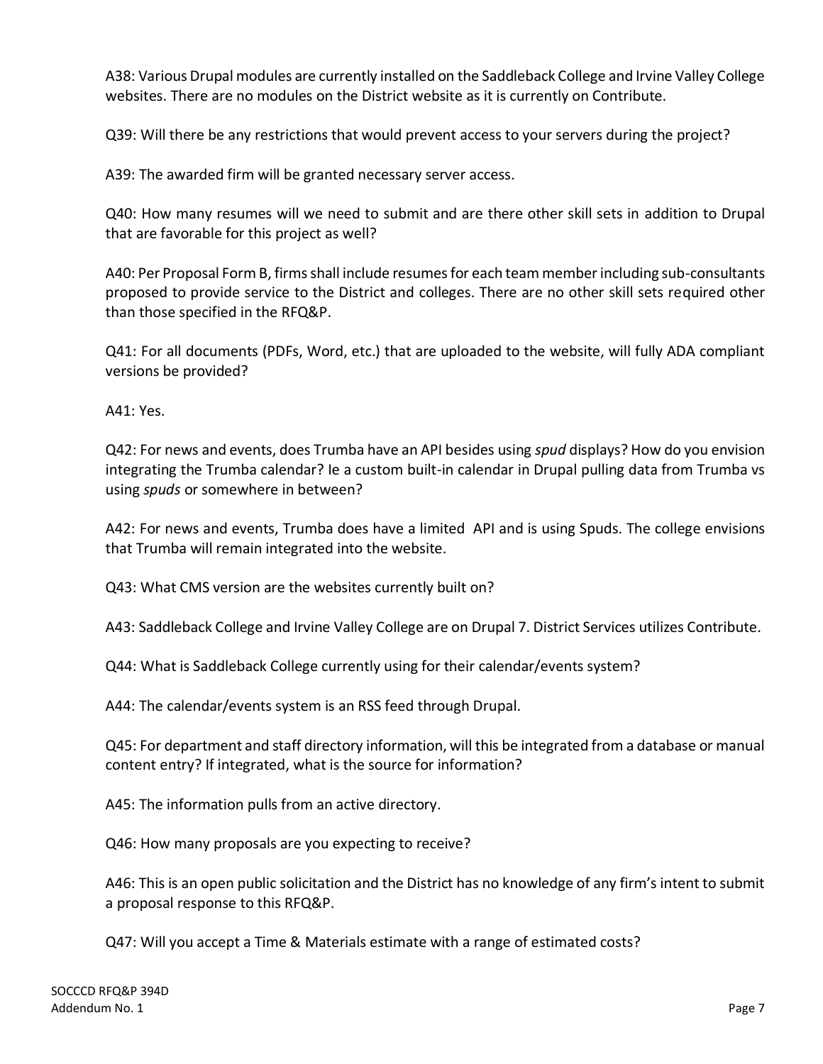A38: Various Drupal modules are currently installed on the Saddleback College and Irvine Valley College websites. There are no modules on the District website as it is currently on Contribute.

Q39: Will there be any restrictions that would prevent access to your servers during the project?

A39: The awarded firm will be granted necessary server access.

Q40: How many resumes will we need to submit and are there other skill sets in addition to Drupal that are favorable for this project as well?

A40: Per Proposal Form B, firms shall include resumes for each team member including sub-consultants proposed to provide service to the District and colleges. There are no other skill sets required other than those specified in the RFQ&P.

Q41: For all documents (PDFs, Word, etc.) that are uploaded to the website, will fully ADA compliant versions be provided?

A41: Yes.

Q42: For news and events, does Trumba have an API besides using *spud* displays? How do you envision integrating the Trumba calendar? Ie a custom built-in calendar in Drupal pulling data from Trumba vs using *spuds* or somewhere in between?

A42: For news and events, Trumba does have a limited API and is using Spuds. The college envisions that Trumba will remain integrated into the website.

Q43: What CMS version are the websites currently built on?

A43: Saddleback College and Irvine Valley College are on Drupal 7. District Services utilizes Contribute.

Q44: What is Saddleback College currently using for their calendar/events system?

A44: The calendar/events system is an RSS feed through Drupal.

Q45: For department and staff directory information, will this be integrated from a database or manual content entry? If integrated, what is the source for information?

A45: The information pulls from an active directory.

Q46: How many proposals are you expecting to receive?

A46: This is an open public solicitation and the District has no knowledge of any firm's intent to submit a proposal response to this RFQ&P.

Q47: Will you accept a Time & Materials estimate with a range of estimated costs?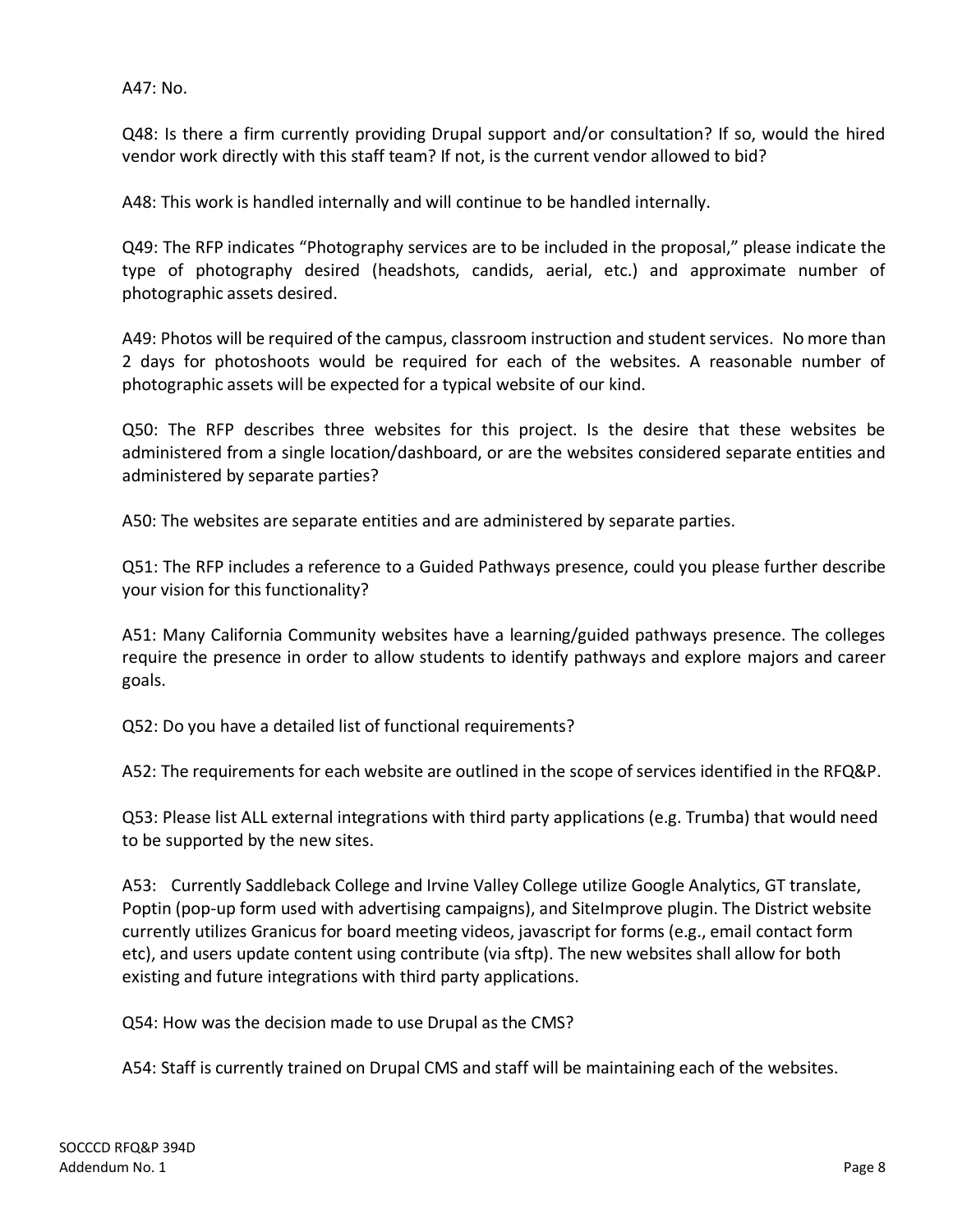A47: No.

Q48: Is there a firm currently providing Drupal support and/or consultation? If so, would the hired vendor work directly with this staff team? If not, is the current vendor allowed to bid?

A48: This work is handled internally and will continue to be handled internally.

Q49: The RFP indicates "Photography services are to be included in the proposal," please indicate the type of photography desired (headshots, candids, aerial, etc.) and approximate number of photographic assets desired.

A49: Photos will be required of the campus, classroom instruction and student services. No more than 2 days for photoshoots would be required for each of the websites. A reasonable number of photographic assets will be expected for a typical website of our kind.

Q50: The RFP describes three websites for this project. Is the desire that these websites be administered from a single location/dashboard, or are the websites considered separate entities and administered by separate parties?

A50: The websites are separate entities and are administered by separate parties.

Q51: The RFP includes a reference to a Guided Pathways presence, could you please further describe your vision for this functionality?

A51: Many California Community websites have a learning/guided pathways presence. The colleges require the presence in order to allow students to identify pathways and explore majors and career goals.

Q52: Do you have a detailed list of functional requirements?

A52: The requirements for each website are outlined in the scope of services identified in the RFQ&P.

Q53: Please list ALL external integrations with third party applications (e.g. Trumba) that would need to be supported by the new sites.

A53: Currently Saddleback College and Irvine Valley College utilize Google Analytics, GT translate, Poptin (pop-up form used with advertising campaigns), and SiteImprove plugin. The District website currently utilizes Granicus for board meeting videos, javascript for forms (e.g., email contact form etc), and users update content using contribute (via sftp). The new websites shall allow for both existing and future integrations with third party applications.

Q54: How was the decision made to use Drupal as the CMS?

A54: Staff is currently trained on Drupal CMS and staff will be maintaining each of the websites.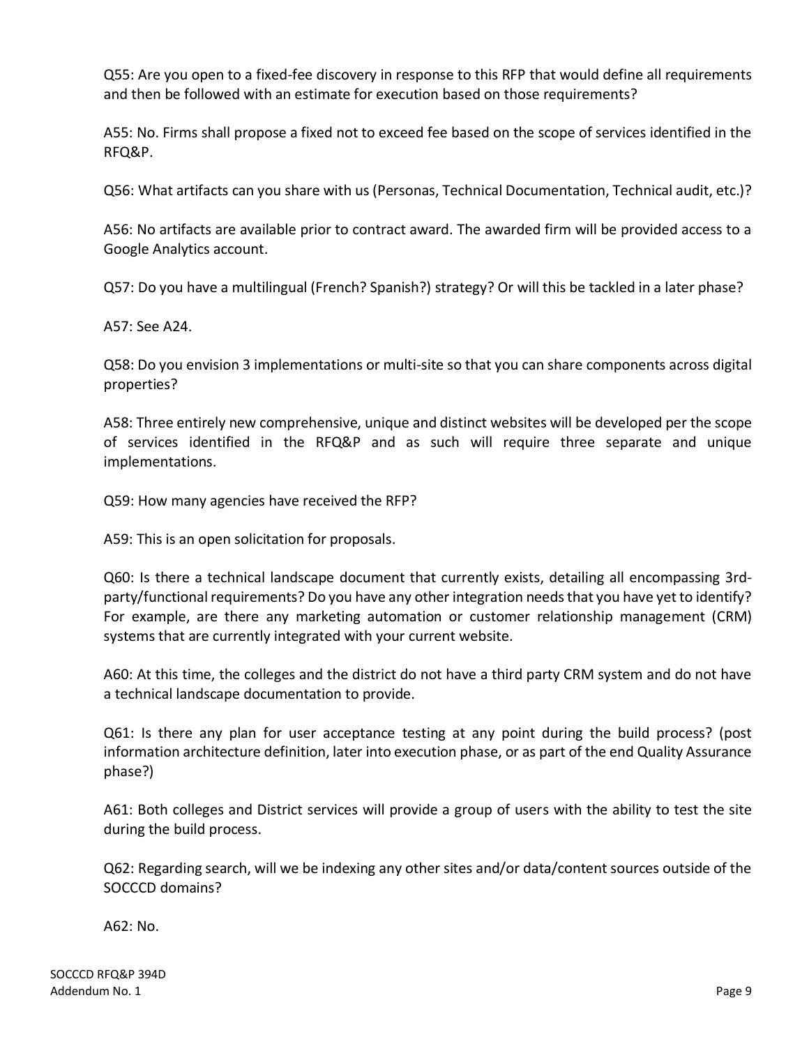Q55: Are you open to a fixed-fee discovery in response to this RFP that would define all requirements and then be followed with an estimate for execution based on those requirements?

A55: No. Firms shall propose a fixed not to exceed fee based on the scope of services identified in the RFQ&P.

Q56: What artifacts can you share with us (Personas, Technical Documentation, Technical audit, etc.)?

A56: No artifacts are available prior to contract award. The awarded firm will be provided access to a Google Analytics account.

Q57: Do you have a multilingual (French? Spanish?) strategy? Or will this be tackled in a later phase?

A57: See A24.

Q58: Do you envision 3 implementations or multi-site so that you can share components across digital properties?

A58: Three entirely new comprehensive, unique and distinct websites will be developed per the scope of services identified in the RFQ&P and as such will require three separate and unique implementations.

Q59: How many agencies have received the RFP?

A59: This is an open solicitation for proposals.

Q60: Is there a technical landscape document that currently exists, detailing all encompassing 3rd-party/functional requirements? Do you have any other integration needs that you have yet to identify? For example, are there any marketing automation or customer relationship management (CRM) systems that are currently integrated with your current website.

A60: At this time, the colleges and the district do not have a third party CRM system and do not have a technical landscape documentation to provide.

Q61: Is there any plan for user acceptance testing at any point during the build process? (post information architecture definition, later into execution phase, or as part of the end Quality Assurance phase?)

A61: Both colleges and District services will provide a group of users with the ability to test the site during the build process.

Q62: Regarding search, will we be indexing any other sites and/or data/content sources outside of the SOCCCD domains?

A62: No.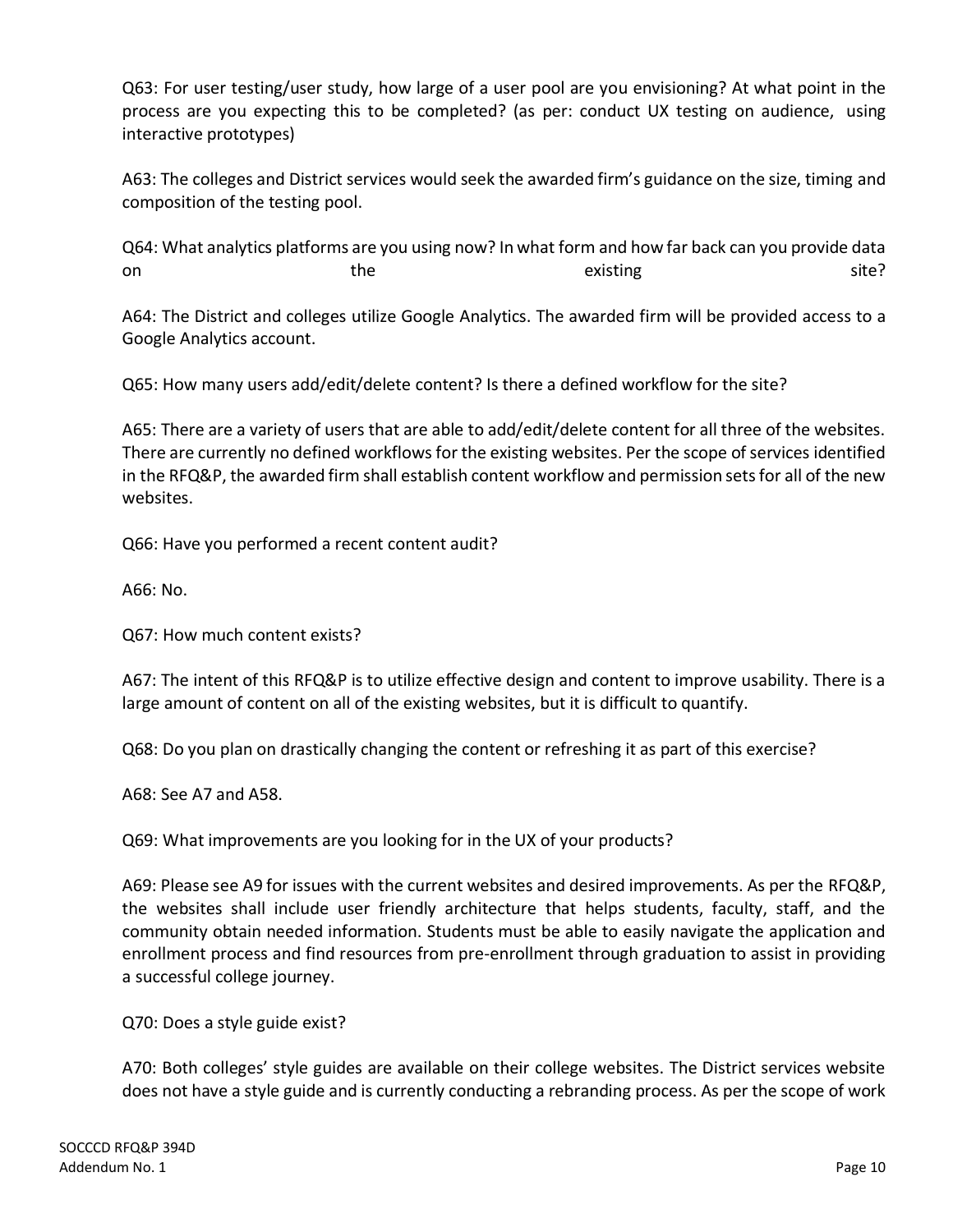Q63: For user testing/user study, how large of a user pool are you envisioning? At what point in the process are you expecting this to be completed? (as per: conduct UX testing on audience, using interactive prototypes)

A63: The colleges and District services would seek the awarded firm's guidance on the size, timing and composition of the testing pool.

Q64: What analytics platforms are you using now? In what form and how far back can you provide data on the existing site?

A64: The District and colleges utilize Google Analytics. The awarded firm will be provided access to a Google Analytics account.

Q65: How many users add/edit/delete content? Is there a defined workflow for the site?

A65: There are a variety of users that are able to add/edit/delete content for all three of the websites. There are currently no defined workflows for the existing websites. Per the scope of services identified in the RFQ&P, the awarded firm shall establish content workflow and permission sets for all of the new websites.

Q66: Have you performed a recent content audit?

A66: No.

Q67: How much content exists?

A67: The intent of this RFQ&P is to utilize effective design and content to improve usability. There is a large amount of content on all of the existing websites, but it is difficult to quantify.

Q68: Do you plan on drastically changing the content or refreshing it as part of this exercise?

A68: See A7 and A58.

Q69: What improvements are you looking for in the UX of your products?

A69: Please see A9 for issues with the current websites and desired improvements. As per the RFQ&P, the websites shall include user friendly architecture that helps students, faculty, staff, and the community obtain needed information. Students must be able to easily navigate the application and enrollment process and find resources from pre-enrollment through graduation to assist in providing a successful college journey.

Q70: Does a style guide exist?

A70: Both colleges' style guides are available on their college websites. The District services website does not have a style guide and is currently conducting a rebranding process. As per the scope of work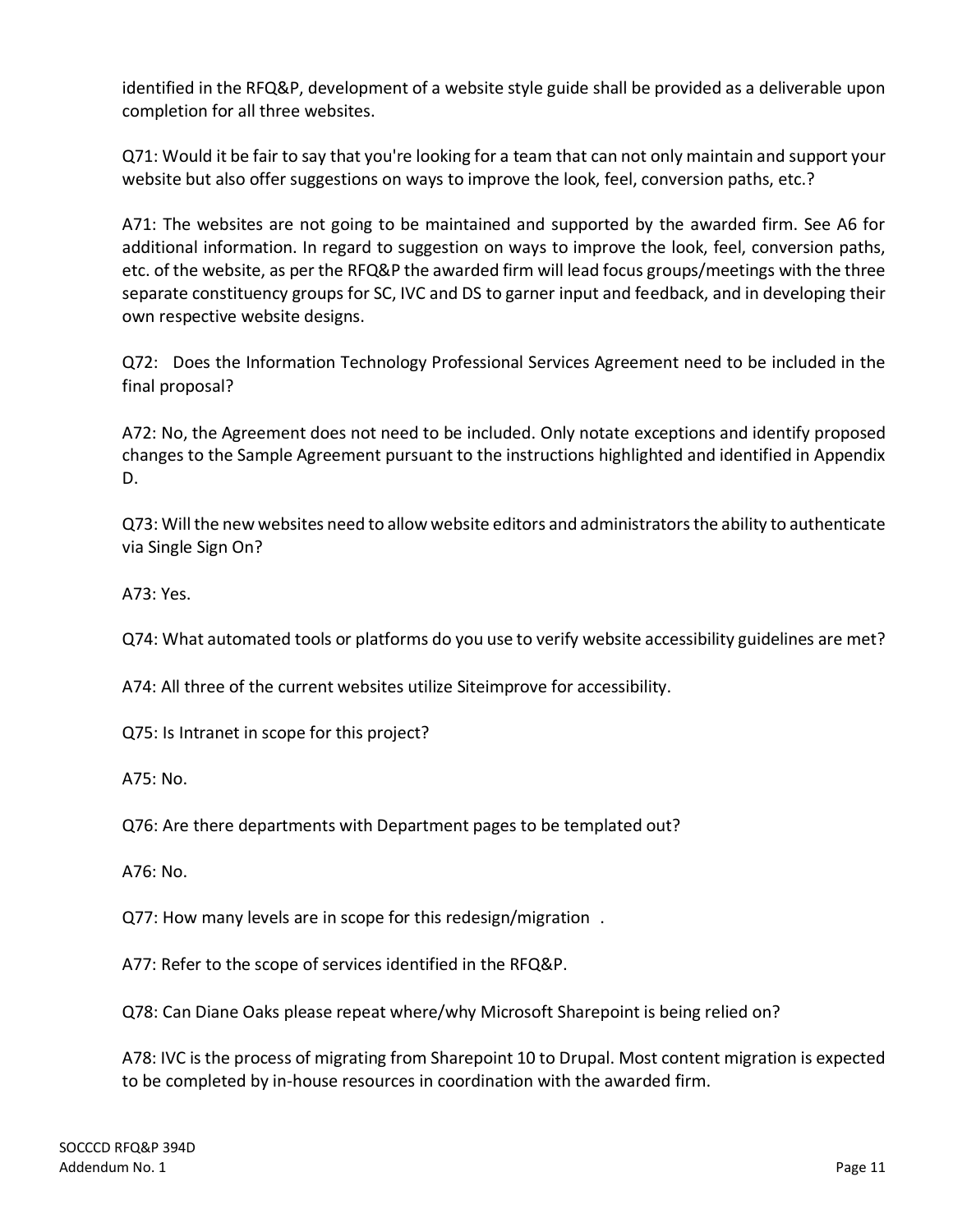identified in the RFQ&P, development of a website style guide shall be provided as a deliverable upon completion for all three websites.

Q71: Would it be fair to say that you're looking for a team that can not only maintain and support your website but also offer suggestions on ways to improve the look, feel, conversion paths, etc.?

A71: The websites are not going to be maintained and supported by the awarded firm. See A6 for additional information. In regard to suggestion on ways to improve the look, feel, conversion paths, etc. of the website, as per the RFQ&P the awarded firm will lead focus groups/meetings with the three separate constituency groups for SC, IVC and DS to garner input and feedback, and in developing their own respective website designs.

Q72: Does the Information Technology Professional Services Agreement need to be included in the final proposal?

A72: No, the Agreement does not need to be included. Only notate exceptions and identify proposed changes to the Sample Agreement pursuant to the instructions highlighted and identified in Appendix D.

Q73: Will the new websites need to allow website editors and administrators the ability to authenticate via Single Sign On?

A73: Yes.

Q74: What automated tools or platforms do you use to verify website accessibility guidelines are met?

A74: All three of the current websites utilize Siteimprove for accessibility.

Q75: Is Intranet in scope for this project?

A75: No.

Q76: Are there departments with Department pages to be templated out?

A76: No.

Q77: How many levels are in scope for this redesign/migration .

A77: Refer to the scope of services identified in the RFQ&P.

Q78: Can Diane Oaks please repeat where/why Microsoft Sharepoint is being relied on?

A78: IVC is the process of migrating from Sharepoint 10 to Drupal. Most content migration is expected to be completed by in-house resources in coordination with the awarded firm.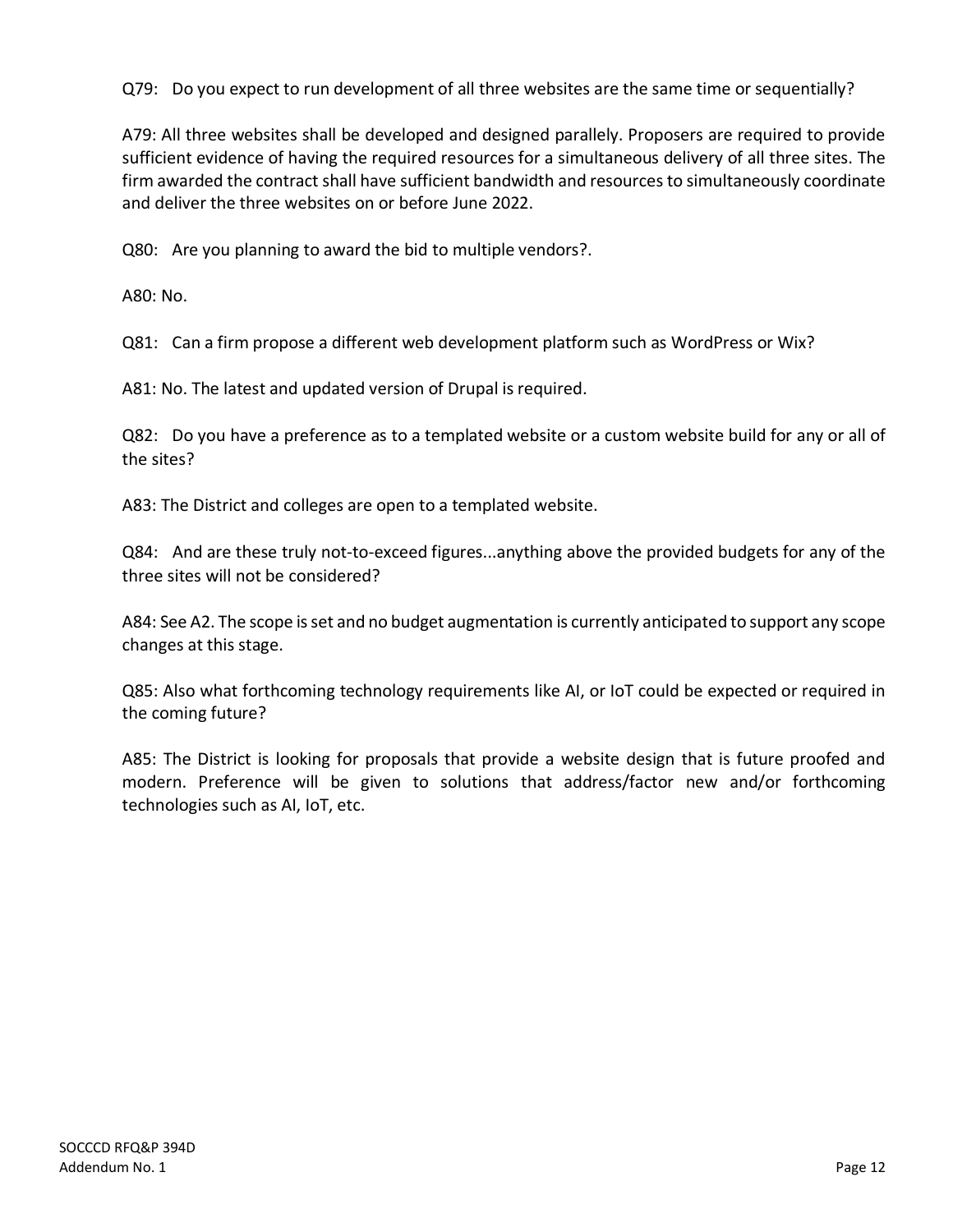Q79: Do you expect to run development of all three websites are the same time or sequentially?

A79: All three websites shall be developed and designed parallely. Proposers are required to provide sufficient evidence of having the required resources for a simultaneous delivery of all three sites. The firm awarded the contract shall have sufficient bandwidth and resources to simultaneously coordinate and deliver the three websites on or before June 2022.

Q80: Are you planning to award the bid to multiple vendors?.

A80: No.

Q81: Can a firm propose a different web development platform such as WordPress or Wix?

A81: No. The latest and updated version of Drupal is required.

Q82: Do you have a preference as to a templated website or a custom website build for any or all of the sites?

A83: The District and colleges are open to a templated website.

Q84: And are these truly not-to-exceed figures...anything above the provided budgets for any of the three sites will not be considered?

A84: See A2. The scope is set and no budget augmentation is currently anticipated to support any scope changes at this stage.

Q85: Also what forthcoming technology requirements like AI, or IoT could be expected or required in the coming future?

A85: The District is looking for proposals that provide a website design that is future proofed and modern. Preference will be given to solutions that address/factor new and/or forthcoming technologies such as AI, IoT, etc.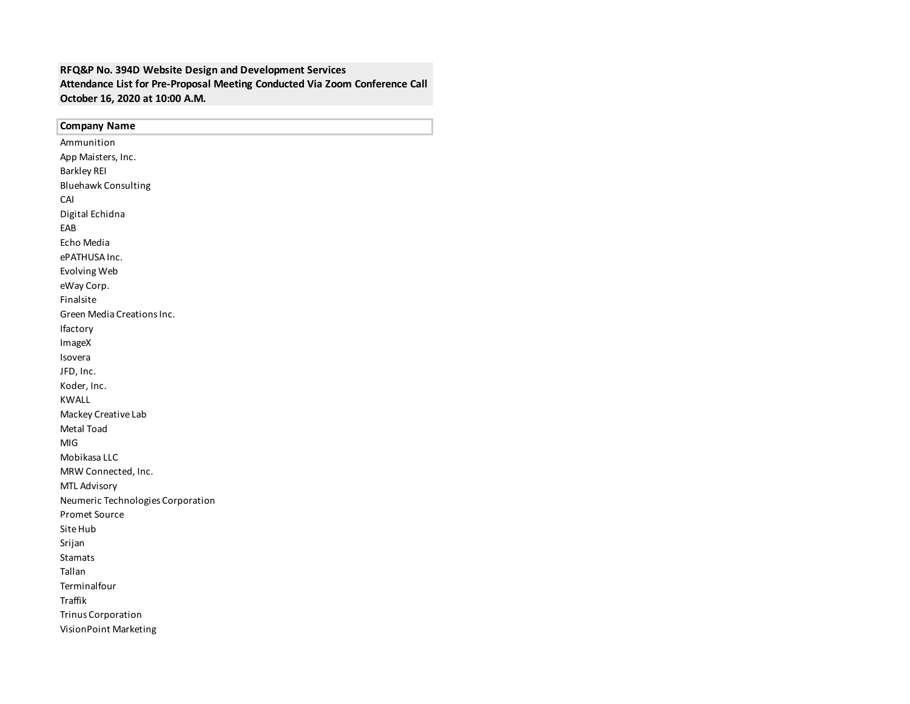**RFQ&P No. 394D Website Design and Development Services**
**Attendance List for Pre-Proposal Meeting Conducted Via Zoom Conference Call**
**October 16, 2020 at 10:00 A.M.**

| Company Name |
| --- |
| Ammunition |
| App Maisters, Inc. |
| Barkley REI |
| Bluehawk Consulting |
| CAI |
| Digital Echidna |
| EAB |
| Echo Media |
| ePATHUSA Inc. |
| Evolving Web |
| eWay Corp. |
| Finalsite |
| Green Media Creations Inc. |
| Ifactory |
| ImageX |
| Isovera |
| JFD, Inc. |
| Koder, Inc. |
| KWALL |
| Mackey Creative Lab |
| Metal Toad |
| MIG |
| Mobikasa LLC |
| MRW Connected, Inc. |
| MTL Advisory |
| Neumeric Technologies Corporation |
| Promet Source |
| Site Hub |
| Srijan |
| Stamats |
| Tallan |
| Terminalfour |
| Traffik |
| Trinus Corporation |
| VisionPoint Marketing |